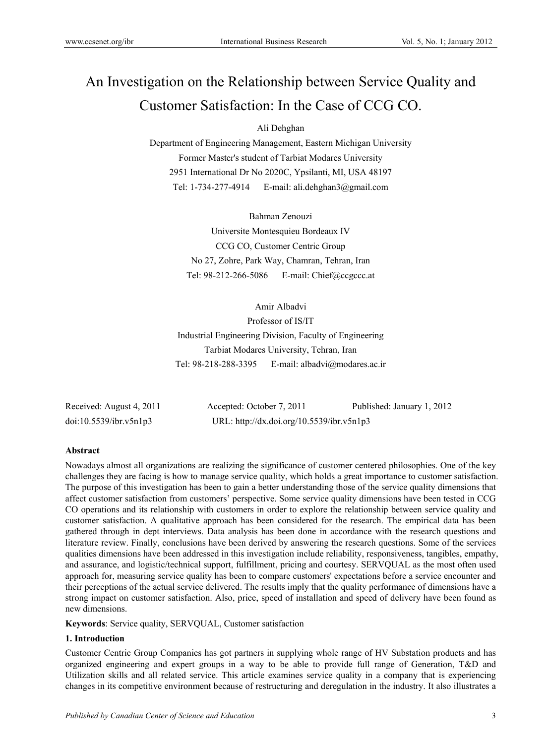# An Investigation on the Relationship between Service Quality and Customer Satisfaction: In the Case of CCG CO.

Ali Dehghan

Department of Engineering Management, Eastern Michigan University

Former Master's student of Tarbiat Modares University

2951 International Dr No 2020C, Ypsilanti, MI, USA 48197

Tel: 1-734-277-4914 E-mail: ali.dehghan3@gmail.com

Bahman Zenouzi

Universite Montesquieu Bordeaux IV

CCG CO, Customer Centric Group

No 27, Zohre, Park Way, Chamran, Tehran, Iran

Tel: 98-212-266-5086 E-mail: Chief@ccgccc.at

Amir Albadvi

Professor of IS/IT

Industrial Engineering Division, Faculty of Engineering

Tarbiat Modares University, Tehran, Iran

Tel: 98-218-288-3395 E-mail: albadvi@modares.ac.ir

Received: August 4, 2011 Accepted: October 7, 2011 Published: January 1, 2012

doi:10.5539/ibr.v5n1p3 URL: http://dx.doi.org/10.5539/ibr.v5n1p3

**Abstract**

Nowadays almost all organizations are realizing the significance of customer centered philosophies. One of the key challenges they are facing is how to manage service quality, which holds a great importance to customer satisfaction. The purpose of this investigation has been to gain a better understanding those of the service quality dimensions that affect customer satisfaction from customers' perspective. Some service quality dimensions have been tested in CCG CO operations and its relationship with customers in order to explore the relationship between service quality and customer satisfaction. A qualitative approach has been considered for the research. The empirical data has been gathered through in dept interviews. Data analysis has been done in accordance with the research questions and literature review. Finally, conclusions have been derived by answering the research questions. Some of the services qualities dimensions have been addressed in this investigation include reliability, responsiveness, tangibles, empathy, and assurance, and logistic/technical support, fulfillment, pricing and courtesy. SERVQUAL as the most often used approach for, measuring service quality has been to compare customers' expectations before a service encounter and their perceptions of the actual service delivered. The results imply that the quality performance of dimensions have a strong impact on customer satisfaction. Also, price, speed of installation and speed of delivery have been found as new dimensions.

**Keywords**: Service quality, SERVQUAL, Customer satisfaction

## 1. Introduction

Customer Centric Group Companies has got partners in supplying whole range of HV Substation products and has organized engineering and expert groups in a way to be able to provide full range of Generation, T&D and Utilization skills and all related service. This article examines service quality in a company that is experiencing changes in its competitive environment because of restructuring and deregulation in the industry. It also illustrates a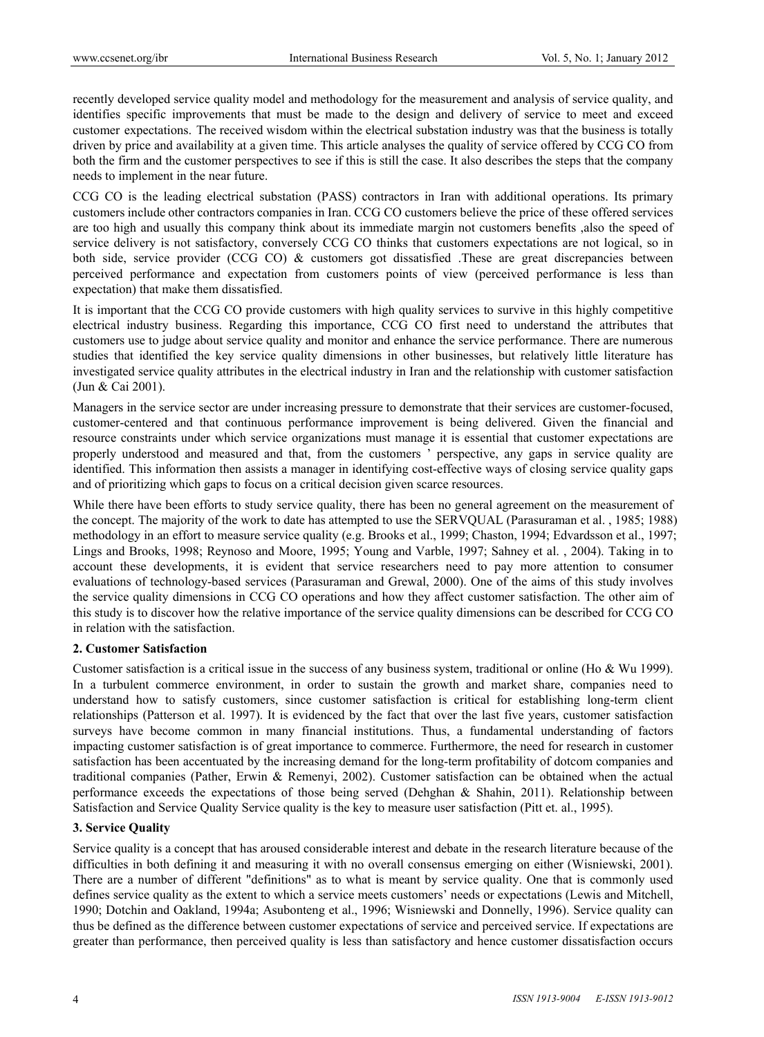recently developed service quality model and methodology for the measurement and analysis of service quality, and identifies specific improvements that must be made to the design and delivery of service to meet and exceed customer expectations. The received wisdom within the electrical substation industry was that the business is totally driven by price and availability at a given time. This article analyses the quality of service offered by CCG CO from both the firm and the customer perspectives to see if this is still the case. It also describes the steps that the company needs to implement in the near future.

CCG CO is the leading electrical substation (PASS) contractors in Iran with additional operations. Its primary customers include other contractors companies in Iran. CCG CO customers believe the price of these offered services are too high and usually this company think about its immediate margin not customers benefits ,also the speed of service delivery is not satisfactory, conversely CCG CO thinks that customers expectations are not logical, so in both side, service provider (CCG CO) & customers got dissatisfied .These are great discrepancies between perceived performance and expectation from customers points of view (perceived performance is less than expectation) that make them dissatisfied.

It is important that the CCG CO provide customers with high quality services to survive in this highly competitive electrical industry business. Regarding this importance, CCG CO first need to understand the attributes that customers use to judge about service quality and monitor and enhance the service performance. There are numerous studies that identified the key service quality dimensions in other businesses, but relatively little literature has investigated service quality attributes in the electrical industry in Iran and the relationship with customer satisfaction (Jun & Cai 2001).

Managers in the service sector are under increasing pressure to demonstrate that their services are customer-focused, customer-centered and that continuous performance improvement is being delivered. Given the financial and resource constraints under which service organizations must manage it is essential that customer expectations are properly understood and measured and that, from the customers ' perspective, any gaps in service quality are identified. This information then assists a manager in identifying cost-effective ways of closing service quality gaps and of prioritizing which gaps to focus on a critical decision given scarce resources.

While there have been efforts to study service quality, there has been no general agreement on the measurement of the concept. The majority of the work to date has attempted to use the SERVQUAL (Parasuraman et al. , 1985; 1988) methodology in an effort to measure service quality (e.g. Brooks et al., 1999; Chaston, 1994; Edvardsson et al., 1997; Lings and Brooks, 1998; Reynoso and Moore, 1995; Young and Varble, 1997; Sahney et al. , 2004). Taking in to account these developments, it is evident that service researchers need to pay more attention to consumer evaluations of technology-based services (Parasuraman and Grewal, 2000). One of the aims of this study involves the service quality dimensions in CCG CO operations and how they affect customer satisfaction. The other aim of this study is to discover how the relative importance of the service quality dimensions can be described for CCG CO in relation with the satisfaction.

## 2. Customer Satisfaction

Customer satisfaction is a critical issue in the success of any business system, traditional or online (Ho & Wu 1999). In a turbulent commerce environment, in order to sustain the growth and market share, companies need to understand how to satisfy customers, since customer satisfaction is critical for establishing long-term client relationships (Patterson et al. 1997). It is evidenced by the fact that over the last five years, customer satisfaction surveys have become common in many financial institutions. Thus, a fundamental understanding of factors impacting customer satisfaction is of great importance to commerce. Furthermore, the need for research in customer satisfaction has been accentuated by the increasing demand for the long-term profitability of dotcom companies and traditional companies (Pather, Erwin & Remenyi, 2002). Customer satisfaction can be obtained when the actual performance exceeds the expectations of those being served (Dehghan & Shahin, 2011). Relationship between Satisfaction and Service Quality Service quality is the key to measure user satisfaction (Pitt et. al., 1995).

## 3. Service Quality

Service quality is a concept that has aroused considerable interest and debate in the research literature because of the difficulties in both defining it and measuring it with no overall consensus emerging on either (Wisniewski, 2001). There are a number of different "definitions" as to what is meant by service quality. One that is commonly used defines service quality as the extent to which a service meets customers' needs or expectations (Lewis and Mitchell, 1990; Dotchin and Oakland, 1994a; Asubonteng et al., 1996; Wisniewski and Donnelly, 1996). Service quality can thus be defined as the difference between customer expectations of service and perceived service. If expectations are greater than performance, then perceived quality is less than satisfactory and hence customer dissatisfaction occurs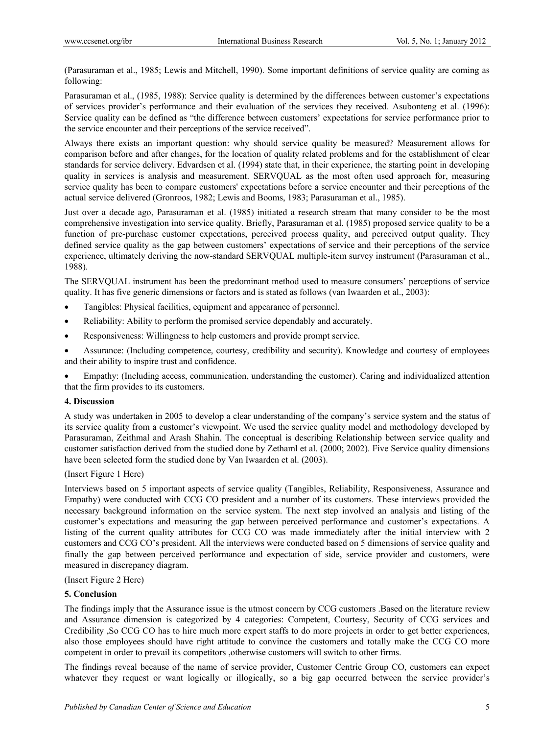(Parasuraman et al., 1985; Lewis and Mitchell, 1990). Some important definitions of service quality are coming as following:

Parasuraman et al., (1985, 1988): Service quality is determined by the differences between customer's expectations of services provider's performance and their evaluation of the services they received. Asubonteng et al. (1996): Service quality can be defined as "the difference between customers' expectations for service performance prior to the service encounter and their perceptions of the service received".

Always there exists an important question: why should service quality be measured? Measurement allows for comparison before and after changes, for the location of quality related problems and for the establishment of clear standards for service delivery. Edvardsen et al. (1994) state that, in their experience, the starting point in developing quality in services is analysis and measurement. SERVQUAL as the most often used approach for, measuring service quality has been to compare customers' expectations before a service encounter and their perceptions of the actual service delivered (Gronroos, 1982; Lewis and Booms, 1983; Parasuraman et al., 1985).

Just over a decade ago, Parasuraman et al. (1985) initiated a research stream that many consider to be the most comprehensive investigation into service quality. Briefly, Parasuraman et al. (1985) proposed service quality to be a function of pre-purchase customer expectations, perceived process quality, and perceived output quality. They defined service quality as the gap between customers' expectations of service and their perceptions of the service experience, ultimately deriving the now-standard SERVQUAL multiple-item survey instrument (Parasuraman et al., 1988).

The SERVQUAL instrument has been the predominant method used to measure consumers' perceptions of service quality. It has five generic dimensions or factors and is stated as follows (van Iwaarden et al., 2003):

- Tangibles: Physical facilities, equipment and appearance of personnel.
- Reliability: Ability to perform the promised service dependably and accurately.
- Responsiveness: Willingness to help customers and provide prompt service.
- Assurance: (Including competence, courtesy, credibility and security). Knowledge and courtesy of employees and their ability to inspire trust and confidence.
- Empathy: (Including access, communication, understanding the customer). Caring and individualized attention that the firm provides to its customers.

## 4. Discussion

A study was undertaken in 2005 to develop a clear understanding of the company's service system and the status of its service quality from a customer's viewpoint. We used the service quality model and methodology developed by Parasuraman, Zeithmal and Arash Shahin. The conceptual is describing Relationship between service quality and customer satisfaction derived from the studied done by Zethaml et al. (2000; 2002). Five Service quality dimensions have been selected form the studied done by Van Iwaarden et al. (2003).

(Insert Figure 1 Here)

Interviews based on 5 important aspects of service quality (Tangibles, Reliability, Responsiveness, Assurance and Empathy) were conducted with CCG CO president and a number of its customers. These interviews provided the necessary background information on the service system. The next step involved an analysis and listing of the customer's expectations and measuring the gap between perceived performance and customer's expectations. A listing of the current quality attributes for CCG CO was made immediately after the initial interview with 2 customers and CCG CO's president. All the interviews were conducted based on 5 dimensions of service quality and finally the gap between perceived performance and expectation of side, service provider and customers, were measured in discrepancy diagram.

(Insert Figure 2 Here)

## 5. Conclusion

The findings imply that the Assurance issue is the utmost concern by CCG customers .Based on the literature review and Assurance dimension is categorized by 4 categories: Competent, Courtesy, Security of CCG services and Credibility ,So CCG CO has to hire much more expert staffs to do more projects in order to get better experiences, also those employees should have right attitude to convince the customers and totally make the CCG CO more competent in order to prevail its competitors ,otherwise customers will switch to other firms.

The findings reveal because of the name of service provider, Customer Centric Group CO, customers can expect whatever they request or want logically or illogically, so a big gap occurred between the service provider's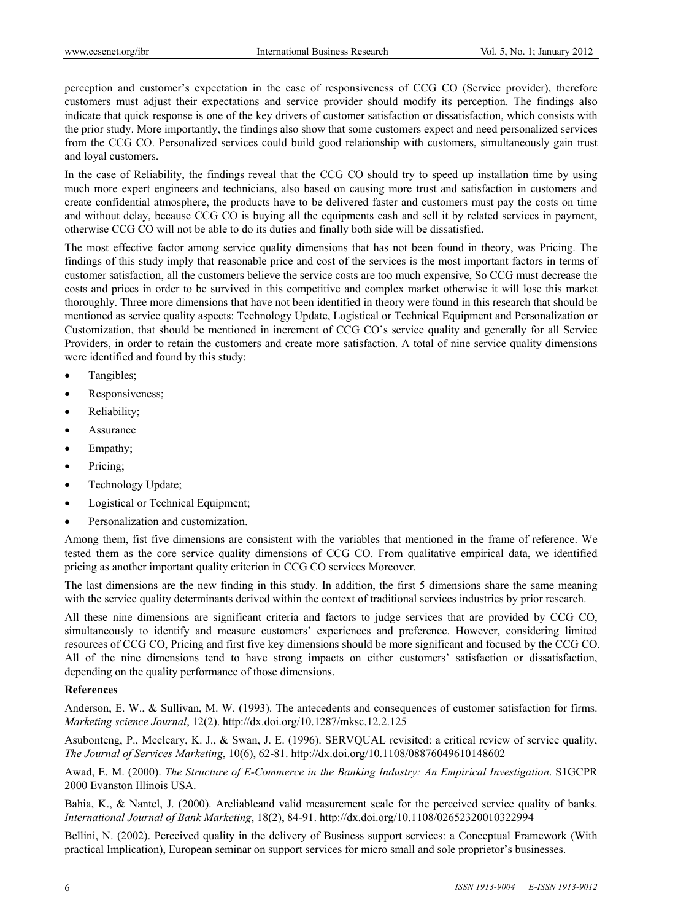perception and customer's expectation in the case of responsiveness of CCG CO (Service provider), therefore customers must adjust their expectations and service provider should modify its perception. The findings also indicate that quick response is one of the key drivers of customer satisfaction or dissatisfaction, which consists with the prior study. More importantly, the findings also show that some customers expect and need personalized services from the CCG CO. Personalized services could build good relationship with customers, simultaneously gain trust and loyal customers.

In the case of Reliability, the findings reveal that the CCG CO should try to speed up installation time by using much more expert engineers and technicians, also based on causing more trust and satisfaction in customers and create confidential atmosphere, the products have to be delivered faster and customers must pay the costs on time and without delay, because CCG CO is buying all the equipments cash and sell it by related services in payment, otherwise CCG CO will not be able to do its duties and finally both side will be dissatisfied.

The most effective factor among service quality dimensions that has not been found in theory, was Pricing. The findings of this study imply that reasonable price and cost of the services is the most important factors in terms of customer satisfaction, all the customers believe the service costs are too much expensive, So CCG must decrease the costs and prices in order to be survived in this competitive and complex market otherwise it will lose this market thoroughly. Three more dimensions that have not been identified in theory were found in this research that should be mentioned as service quality aspects: Technology Update, Logistical or Technical Equipment and Personalization or Customization, that should be mentioned in increment of CCG CO's service quality and generally for all Service Providers, in order to retain the customers and create more satisfaction. A total of nine service quality dimensions were identified and found by this study:

- Tangibles;
- Responsiveness;
- Reliability;
- Assurance
- Empathy;
- Pricing;
- Technology Update;
- Logistical or Technical Equipment;
- Personalization and customization.

Among them, fist five dimensions are consistent with the variables that mentioned in the frame of reference. We tested them as the core service quality dimensions of CCG CO. From qualitative empirical data, we identified pricing as another important quality criterion in CCG CO services Moreover.

The last dimensions are the new finding in this study. In addition, the first 5 dimensions share the same meaning with the service quality determinants derived within the context of traditional services industries by prior research.

All these nine dimensions are significant criteria and factors to judge services that are provided by CCG CO, simultaneously to identify and measure customers' experiences and preference. However, considering limited resources of CCG CO, Pricing and first five key dimensions should be more significant and focused by the CCG CO. All of the nine dimensions tend to have strong impacts on either customers' satisfaction or dissatisfaction, depending on the quality performance of those dimensions.

**References**

Anderson, E. W., & Sullivan, M. W. (1993). The antecedents and consequences of customer satisfaction for firms. *Marketing science Journal*, 12(2). http://dx.doi.org/10.1287/mksc.12.2.125

Asubonteng, P., Mccleary, K. J., & Swan, J. E. (1996). SERVQUAL revisited: a critical review of service quality, *The Journal of Services Marketing*, 10(6), 62-81. http://dx.doi.org/10.1108/08876049610148602

Awad, E. M. (2000). *The Structure of E-Commerce in the Banking Industry: An Empirical Investigation*. S1GCPR 2000 Evanston Illinois USA.

Bahia, K., & Nantel, J. (2000). Areliableand valid measurement scale for the perceived service quality of banks. *International Journal of Bank Marketing*, 18(2), 84-91. http://dx.doi.org/10.1108/02652320010322994

Bellini, N. (2002). Perceived quality in the delivery of Business support services: a Conceptual Framework (With practical Implication), European seminar on support services for micro small and sole proprietor's businesses.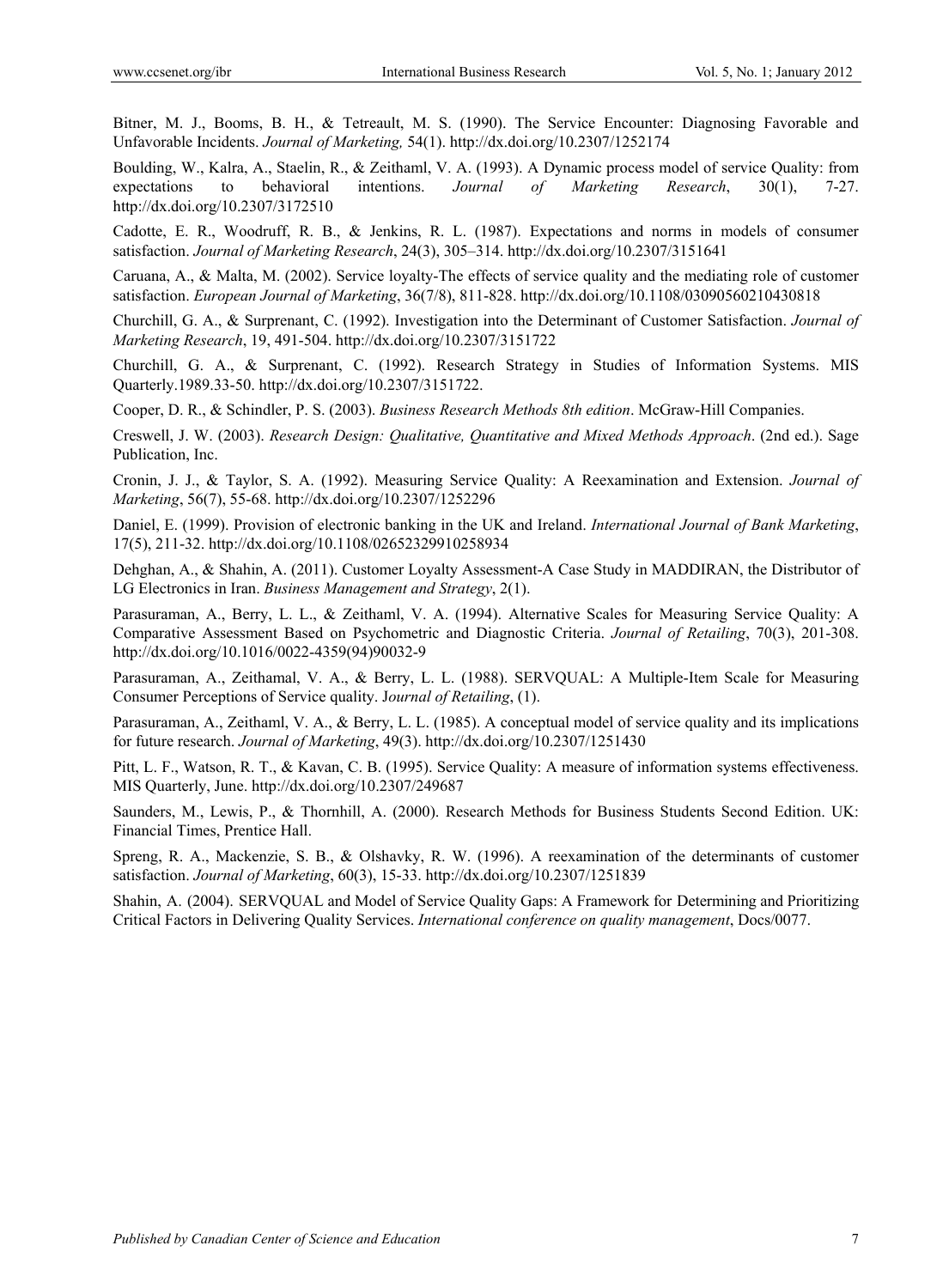Bitner, M. J., Booms, B. H., & Tetreault, M. S. (1990). The Service Encounter: Diagnosing Favorable and Unfavorable Incidents. *Journal of Marketing,* 54(1). http://dx.doi.org/10.2307/1252174

Boulding, W., Kalra, A., Staelin, R., & Zeithaml, V. A. (1993). A Dynamic process model of service Quality: from expectations to behavioral intentions. *Journal of Marketing Research*, 30(1), 7-27. http://dx.doi.org/10.2307/3172510

Cadotte, E. R., Woodruff, R. B., & Jenkins, R. L. (1987). Expectations and norms in models of consumer satisfaction. *Journal of Marketing Research*, 24(3), 305–314. http://dx.doi.org/10.2307/3151641

Caruana, A., & Malta, M. (2002). Service loyalty-The effects of service quality and the mediating role of customer satisfaction. *European Journal of Marketing*, 36(7/8), 811-828. http://dx.doi.org/10.1108/03090560210430818

Churchill, G. A., & Surprenant, C. (1992). Investigation into the Determinant of Customer Satisfaction. *Journal of Marketing Research*, 19, 491-504. http://dx.doi.org/10.2307/3151722

Churchill, G. A., & Surprenant, C. (1992). Research Strategy in Studies of Information Systems. MIS Quarterly.1989.33-50. http://dx.doi.org/10.2307/3151722.

Cooper, D. R., & Schindler, P. S. (2003). *Business Research Methods 8th edition*. McGraw-Hill Companies.

Creswell, J. W. (2003). *Research Design: Qualitative, Quantitative and Mixed Methods Approach*. (2nd ed.). Sage Publication, Inc.

Cronin, J. J., & Taylor, S. A. (1992). Measuring Service Quality: A Reexamination and Extension. *Journal of Marketing*, 56(7), 55-68. http://dx.doi.org/10.2307/1252296

Daniel, E. (1999). Provision of electronic banking in the UK and Ireland. *International Journal of Bank Marketing*, 17(5), 211-32. http://dx.doi.org/10.1108/02652329910258934

Dehghan, A., & Shahin, A. (2011). Customer Loyalty Assessment-A Case Study in MADDIRAN, the Distributor of LG Electronics in Iran. *Business Management and Strategy*, 2(1).

Parasuraman, A., Berry, L. L., & Zeithaml, V. A. (1994). Alternative Scales for Measuring Service Quality: A Comparative Assessment Based on Psychometric and Diagnostic Criteria. *Journal of Retailing*, 70(3), 201-308. http://dx.doi.org/10.1016/0022-4359(94)90032-9

Parasuraman, A., Zeithamal, V. A., & Berry, L. L. (1988). SERVQUAL: A Multiple-Item Scale for Measuring Consumer Perceptions of Service quality. J*ournal of Retailing*, (1).

Parasuraman, A., Zeithaml, V. A., & Berry, L. L. (1985). A conceptual model of service quality and its implications for future research. *Journal of Marketing*, 49(3). http://dx.doi.org/10.2307/1251430

Pitt, L. F., Watson, R. T., & Kavan, C. B. (1995). Service Quality: A measure of information systems effectiveness. MIS Quarterly, June. http://dx.doi.org/10.2307/249687

Saunders, M., Lewis, P., & Thornhill, A. (2000). Research Methods for Business Students Second Edition. UK: Financial Times, Prentice Hall.

Spreng, R. A., Mackenzie, S. B., & Olshavky, R. W. (1996). A reexamination of the determinants of customer satisfaction. *Journal of Marketing*, 60(3), 15-33. http://dx.doi.org/10.2307/1251839

Shahin, A. (2004). SERVQUAL and Model of Service Quality Gaps: A Framework for Determining and Prioritizing Critical Factors in Delivering Quality Services. *International conference on quality management*, Docs/0077.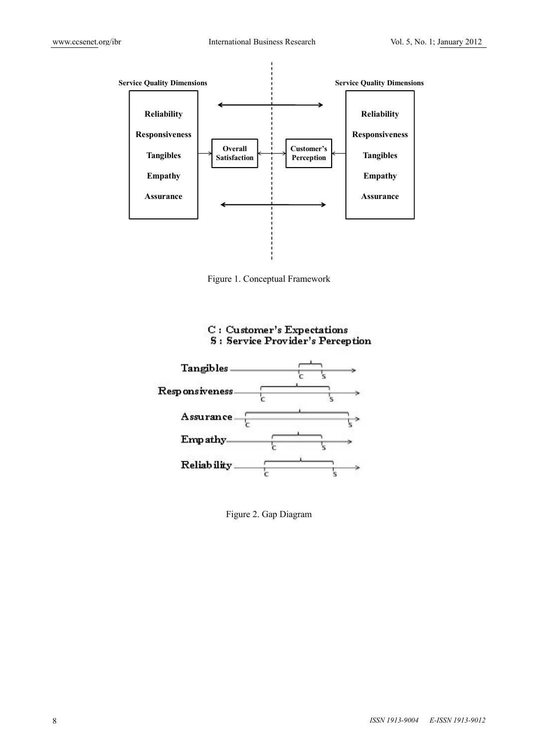Service Quality Dimensions

Reliability

Responsiveness

Tangibles

Empathy

Assurance

Overall Satisfaction

Customer's Perception

Service Quality Dimensions

Reliability

Responsiveness

Tangibles

Empathy

Assurance

Figure 1. Conceptual Framework

C : Customer's Expectations

S : Service Provider's Perception

Tangibles

Responsiveness

Assurance

Empathy

Reliability

C S

Figure 2. Gap Diagram